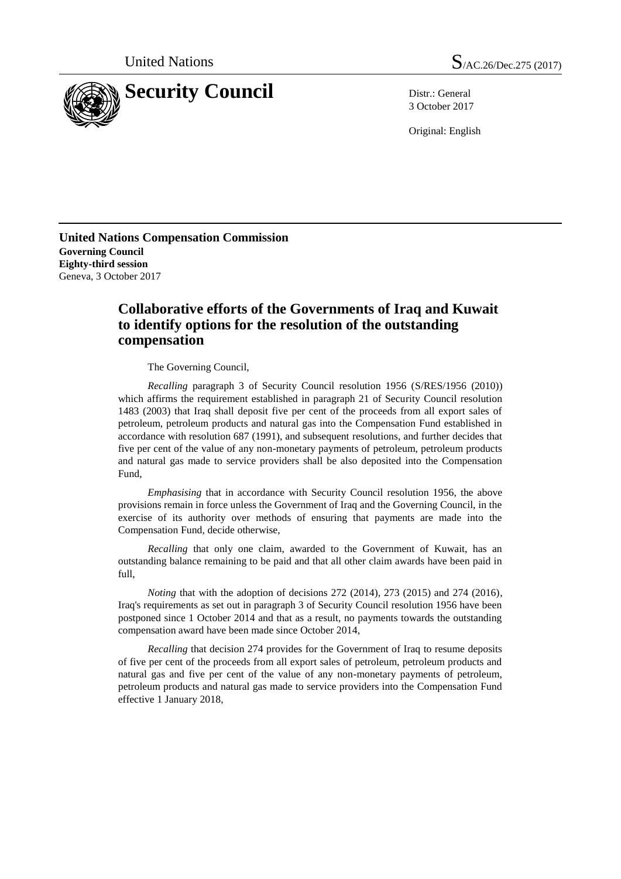United Nations S/AC.26/Dec.275 (2017)

# Security Council

Distr.: General
3 October 2017

Original: English

**United Nations Compensation Commission**
**Governing Council**
**Eighty-third session**
Geneva, 3 October 2017

## Collaborative efforts of the Governments of Iraq and Kuwait to identify options for the resolution of the outstanding compensation

The Governing Council,

*Recalling* paragraph 3 of Security Council resolution 1956 (S/RES/1956 (2010)) which affirms the requirement established in paragraph 21 of Security Council resolution 1483 (2003) that Iraq shall deposit five per cent of the proceeds from all export sales of petroleum, petroleum products and natural gas into the Compensation Fund established in accordance with resolution 687 (1991), and subsequent resolutions, and further decides that five per cent of the value of any non-monetary payments of petroleum, petroleum products and natural gas made to service providers shall be also deposited into the Compensation Fund,

*Emphasising* that in accordance with Security Council resolution 1956, the above provisions remain in force unless the Government of Iraq and the Governing Council, in the exercise of its authority over methods of ensuring that payments are made into the Compensation Fund, decide otherwise,

*Recalling* that only one claim, awarded to the Government of Kuwait, has an outstanding balance remaining to be paid and that all other claim awards have been paid in full,

*Noting* that with the adoption of decisions 272 (2014), 273 (2015) and 274 (2016), Iraq's requirements as set out in paragraph 3 of Security Council resolution 1956 have been postponed since 1 October 2014 and that as a result, no payments towards the outstanding compensation award have been made since October 2014,

*Recalling* that decision 274 provides for the Government of Iraq to resume deposits of five per cent of the proceeds from all export sales of petroleum, petroleum products and natural gas and five per cent of the value of any non-monetary payments of petroleum, petroleum products and natural gas made to service providers into the Compensation Fund effective 1 January 2018,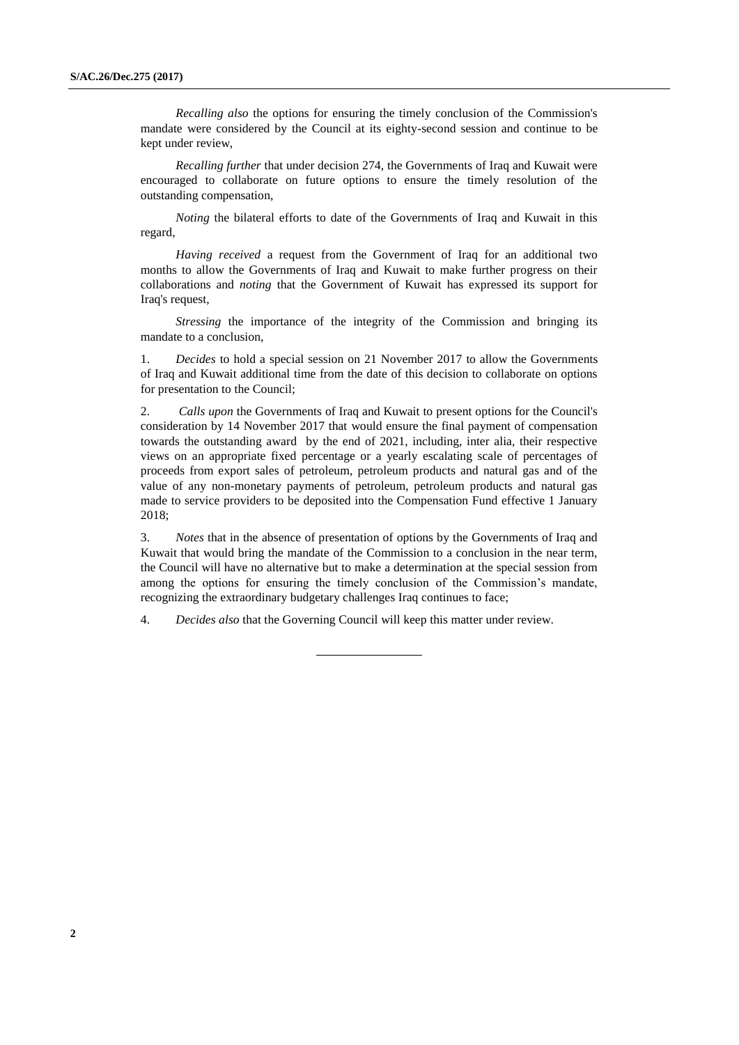*Recalling also* the options for ensuring the timely conclusion of the Commission's mandate were considered by the Council at its eighty-second session and continue to be kept under review,

*Recalling further* that under decision 274, the Governments of Iraq and Kuwait were encouraged to collaborate on future options to ensure the timely resolution of the outstanding compensation,

*Noting* the bilateral efforts to date of the Governments of Iraq and Kuwait in this regard,

*Having received* a request from the Government of Iraq for an additional two months to allow the Governments of Iraq and Kuwait to make further progress on their collaborations and *noting* that the Government of Kuwait has expressed its support for Iraq's request,

*Stressing* the importance of the integrity of the Commission and bringing its mandate to a conclusion,

1. *Decides* to hold a special session on 21 November 2017 to allow the Governments of Iraq and Kuwait additional time from the date of this decision to collaborate on options for presentation to the Council;

2. *Calls upon* the Governments of Iraq and Kuwait to present options for the Council's consideration by 14 November 2017 that would ensure the final payment of compensation towards the outstanding award by the end of 2021, including, inter alia, their respective views on an appropriate fixed percentage or a yearly escalating scale of percentages of proceeds from export sales of petroleum, petroleum products and natural gas and of the value of any non-monetary payments of petroleum, petroleum products and natural gas made to service providers to be deposited into the Compensation Fund effective 1 January 2018;

3. *Notes* that in the absence of presentation of options by the Governments of Iraq and Kuwait that would bring the mandate of the Commission to a conclusion in the near term, the Council will have no alternative but to make a determination at the special session from among the options for ensuring the timely conclusion of the Commission's mandate, recognizing the extraordinary budgetary challenges Iraq continues to face;

4. *Decides also* that the Governing Council will keep this matter under review.